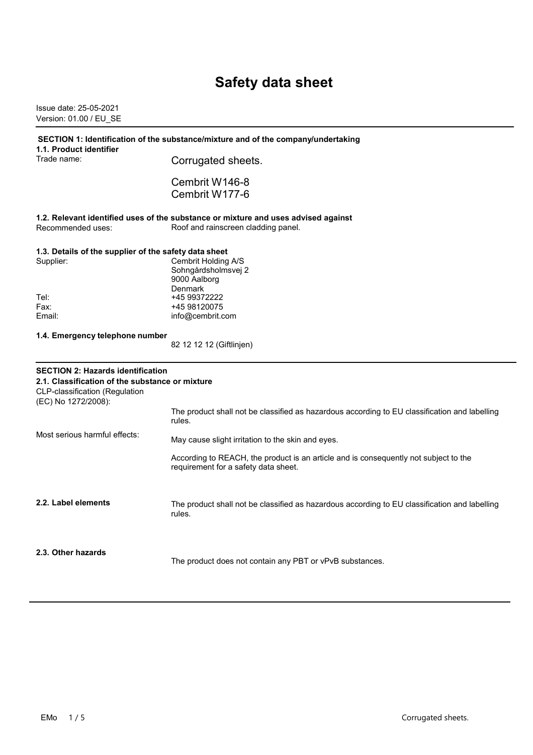# Safety data sheet

Issue date: 25-05-2021
Version: 01.00 / EU_SE

## SECTION 1: Identification of the substance/mixture and of the company/undertaking

### 1.1. Product identifier

Trade name: Corrugated sheets.

Cembrit W146-8
Cembrit W177-6

### 1.2. Relevant identified uses of the substance or mixture and uses advised against

Recommended uses: Roof and rainscreen cladding panel.

### 1.3. Details of the supplier of the safety data sheet

Supplier: Cembrit Holding A/S
Sohngårdsholmsvej 2
9000 Aalborg
Denmark

Tel: +45 99372222
Fax: +45 98120075
Email: info@cembrit.com

### 1.4. Emergency telephone number

82 12 12 12 (Giftlinjen)

## SECTION 2: Hazards identification

### 2.1. Classification of the substance or mixture

CLP-classification (Regulation (EC) No 1272/2008):

The product shall not be classified as hazardous according to EU classification and labelling rules.

Most serious harmful effects: May cause slight irritation to the skin and eyes.

According to REACH, the product is an article and is consequently not subject to the requirement for a safety data sheet.

### 2.2. Label elements

The product shall not be classified as hazardous according to EU classification and labelling rules.

### 2.3. Other hazards

The product does not contain any PBT or vPvB substances.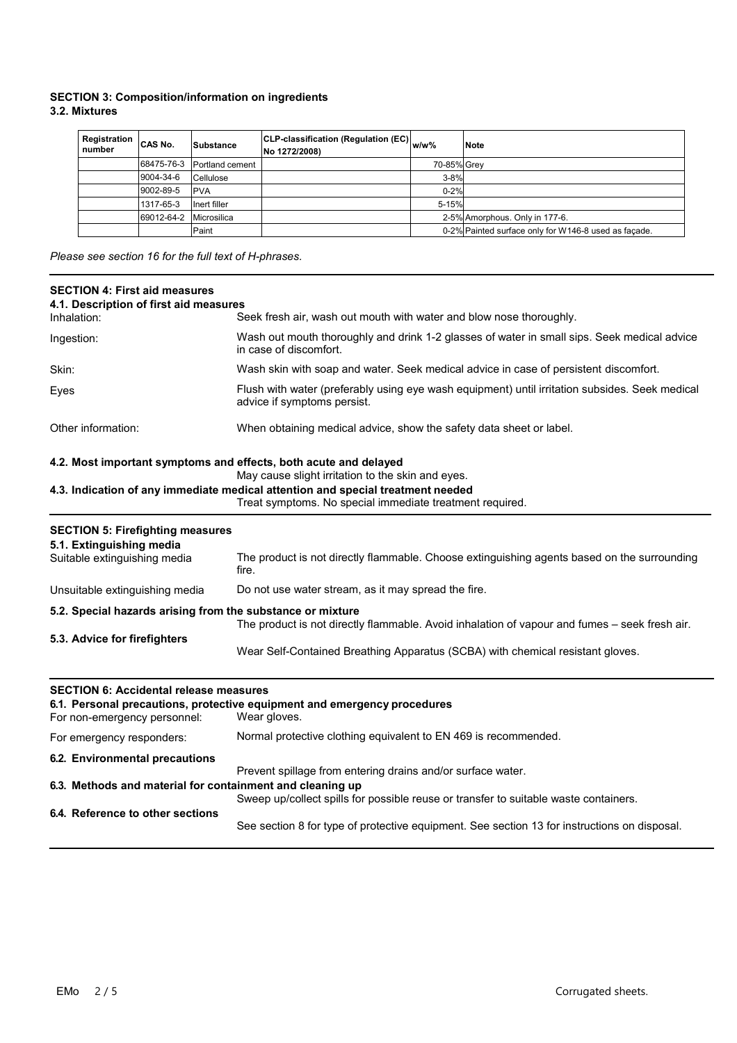## SECTION 3: Composition/information on ingredients

### 3.2. Mixtures

| Registration number | CAS No. | Substance | CLP-classification (Regulation (EC) No 1272/2008) | w/w% | Note |
|---|---|---|---|---|---|
| | 68475-76-3 | Portland cement | | 70-85% | Grey |
| | 9004-34-6 | Cellulose | | 3-8% | |
| | 9002-89-5 | PVA | | 0-2% | |
| | 1317-65-3 | Inert filler | | 5-15% | |
| | 69012-64-2 | Microsilica | | 2-5% | Amorphous. Only in 177-6. |
| | | Paint | | 0-2% | Painted surface only for W146-8 used as façade. |

*Please see section 16 for the full text of H-phrases.*

## SECTION 4: First aid measures

### 4.1. Description of first aid measures

**Inhalation:** Seek fresh air, wash out mouth with water and blow nose thoroughly.

**Ingestion:** Wash out mouth thoroughly and drink 1-2 glasses of water in small sips. Seek medical advice in case of discomfort.

**Skin:** Wash skin with soap and water. Seek medical advice in case of persistent discomfort.

**Eyes** Flush with water (preferably using eye wash equipment) until irritation subsides. Seek medical advice if symptoms persist.

**Other information:** When obtaining medical advice, show the safety data sheet or label.

### 4.2. Most important symptoms and effects, both acute and delayed

May cause slight irritation to the skin and eyes.

### 4.3. Indication of any immediate medical attention and special treatment needed

Treat symptoms. No special immediate treatment required.

## SECTION 5: Firefighting measures

### 5.1. Extinguishing media

**Suitable extinguishing media** The product is not directly flammable. Choose extinguishing agents based on the surrounding fire.

**Unsuitable extinguishing media** Do not use water stream, as it may spread the fire.

### 5.2. Special hazards arising from the substance or mixture

The product is not directly flammable. Avoid inhalation of vapour and fumes – seek fresh air.

### 5.3. Advice for firefighters

Wear Self-Contained Breathing Apparatus (SCBA) with chemical resistant gloves.

## SECTION 6: Accidental release measures

### 6.1. Personal precautions, protective equipment and emergency procedures

**For non-emergency personnel:** Wear gloves.

**For emergency responders:** Normal protective clothing equivalent to EN 469 is recommended.

### 6.2. Environmental precautions

Prevent spillage from entering drains and/or surface water.

### 6.3. Methods and material for containment and cleaning up

Sweep up/collect spills for possible reuse or transfer to suitable waste containers.

### 6.4. Reference to other sections

See section 8 for type of protective equipment. See section 13 for instructions on disposal.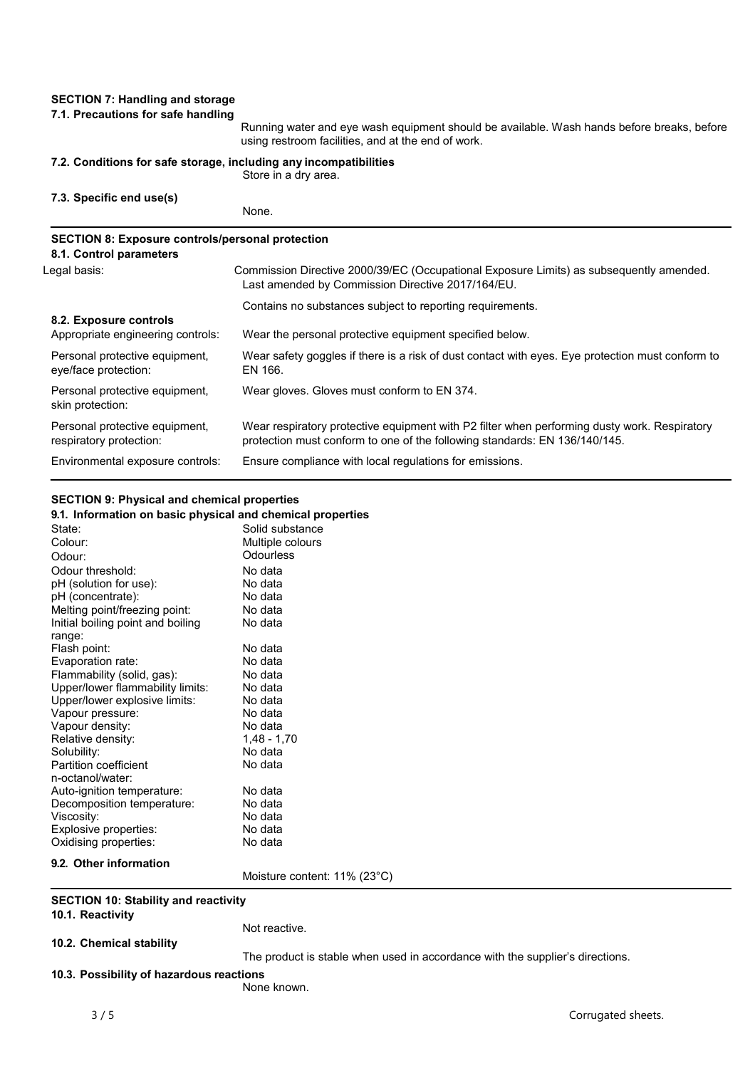## SECTION 7: Handling and storage

### 7.1. Precautions for safe handling

Running water and eye wash equipment should be available. Wash hands before breaks, before using restroom facilities, and at the end of work.

### 7.2. Conditions for safe storage, including any incompatibilities

Store in a dry area.

### 7.3. Specific end use(s)

None.

## SECTION 8: Exposure controls/personal protection

### 8.1. Control parameters

| | |
|---|---|
| Legal basis: | Commission Directive 2000/39/EC (Occupational Exposure Limits) as subsequently amended. Last amended by Commission Directive 2017/164/EU. |
| | Contains no substances subject to reporting requirements. |

### 8.2. Exposure controls

| | |
|---|---|
| Appropriate engineering controls: | Wear the personal protective equipment specified below. |
| Personal protective equipment, eye/face protection: | Wear safety goggles if there is a risk of dust contact with eyes. Eye protection must conform to EN 166. |
| Personal protective equipment, skin protection: | Wear gloves. Gloves must conform to EN 374. |
| Personal protective equipment, respiratory protection: | Wear respiratory protective equipment with P2 filter when performing dusty work. Respiratory protection must conform to one of the following standards: EN 136/140/145. |
| Environmental exposure controls: | Ensure compliance with local regulations for emissions. |

## SECTION 9: Physical and chemical properties

### 9.1. Information on basic physical and chemical properties

| | |
|---|---|
| State: | Solid substance |
| Colour: | Multiple colours |
| Odour: | Odourless |
| Odour threshold: | No data |
| pH (solution for use): | No data |
| pH (concentrate): | No data |
| Melting point/freezing point: | No data |
| Initial boiling point and boiling range: | No data |
| Flash point: | No data |
| Evaporation rate: | No data |
| Flammability (solid, gas): | No data |
| Upper/lower flammability limits: | No data |
| Upper/lower explosive limits: | No data |
| Vapour pressure: | No data |
| Vapour density: | No data |
| Relative density: | 1,48 - 1,70 |
| Solubility: | No data |
| Partition coefficient n-octanol/water: | No data |
| Auto-ignition temperature: | No data |
| Decomposition temperature: | No data |
| Viscosity: | No data |
| Explosive properties: | No data |
| Oxidising properties: | No data |

### 9.2. Other information

Moisture content: 11% (23°C)

## SECTION 10: Stability and reactivity

### 10.1. Reactivity

Not reactive.

### 10.2. Chemical stability

The product is stable when used in accordance with the supplier's directions.

### 10.3. Possibility of hazardous reactions

None known.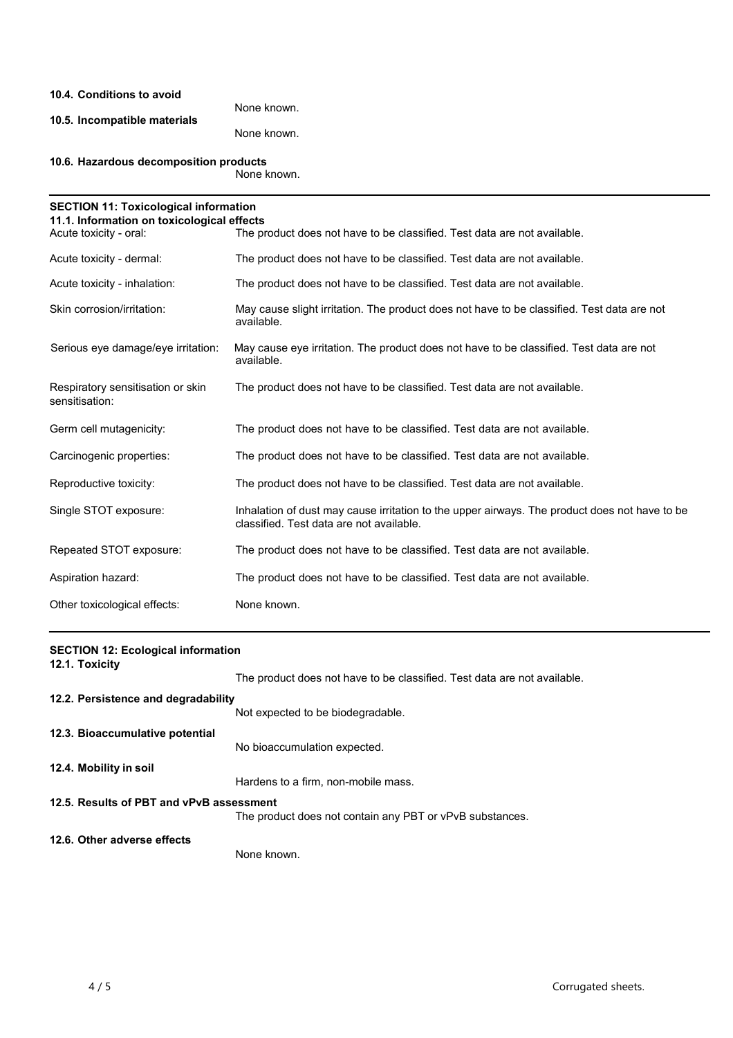**10.4. Conditions to avoid**

None known.

**10.5. Incompatible materials**

None known.

**10.6. Hazardous decomposition products**

None known.

## SECTION 11: Toxicological information

**11.1. Information on toxicological effects**

| | |
|---|---|
| Acute toxicity - oral: | The product does not have to be classified. Test data are not available. |
| Acute toxicity - dermal: | The product does not have to be classified. Test data are not available. |
| Acute toxicity - inhalation: | The product does not have to be classified. Test data are not available. |
| Skin corrosion/irritation: | May cause slight irritation. The product does not have to be classified. Test data are not available. |
| Serious eye damage/eye irritation: | May cause eye irritation. The product does not have to be classified. Test data are not available. |
| Respiratory sensitisation or skin sensitisation: | The product does not have to be classified. Test data are not available. |
| Germ cell mutagenicity: | The product does not have to be classified. Test data are not available. |
| Carcinogenic properties: | The product does not have to be classified. Test data are not available. |
| Reproductive toxicity: | The product does not have to be classified. Test data are not available. |
| Single STOT exposure: | Inhalation of dust may cause irritation to the upper airways. The product does not have to be classified. Test data are not available. |
| Repeated STOT exposure: | The product does not have to be classified. Test data are not available. |
| Aspiration hazard: | The product does not have to be classified. Test data are not available. |
| Other toxicological effects: | None known. |

## SECTION 12: Ecological information

**12.1. Toxicity**

The product does not have to be classified. Test data are not available.

**12.2. Persistence and degradability**

Not expected to be biodegradable.

**12.3. Bioaccumulative potential**

No bioaccumulation expected.

**12.4. Mobility in soil**

Hardens to a firm, non-mobile mass.

**12.5. Results of PBT and vPvB assessment**

The product does not contain any PBT or vPvB substances.

**12.6. Other adverse effects**

None known.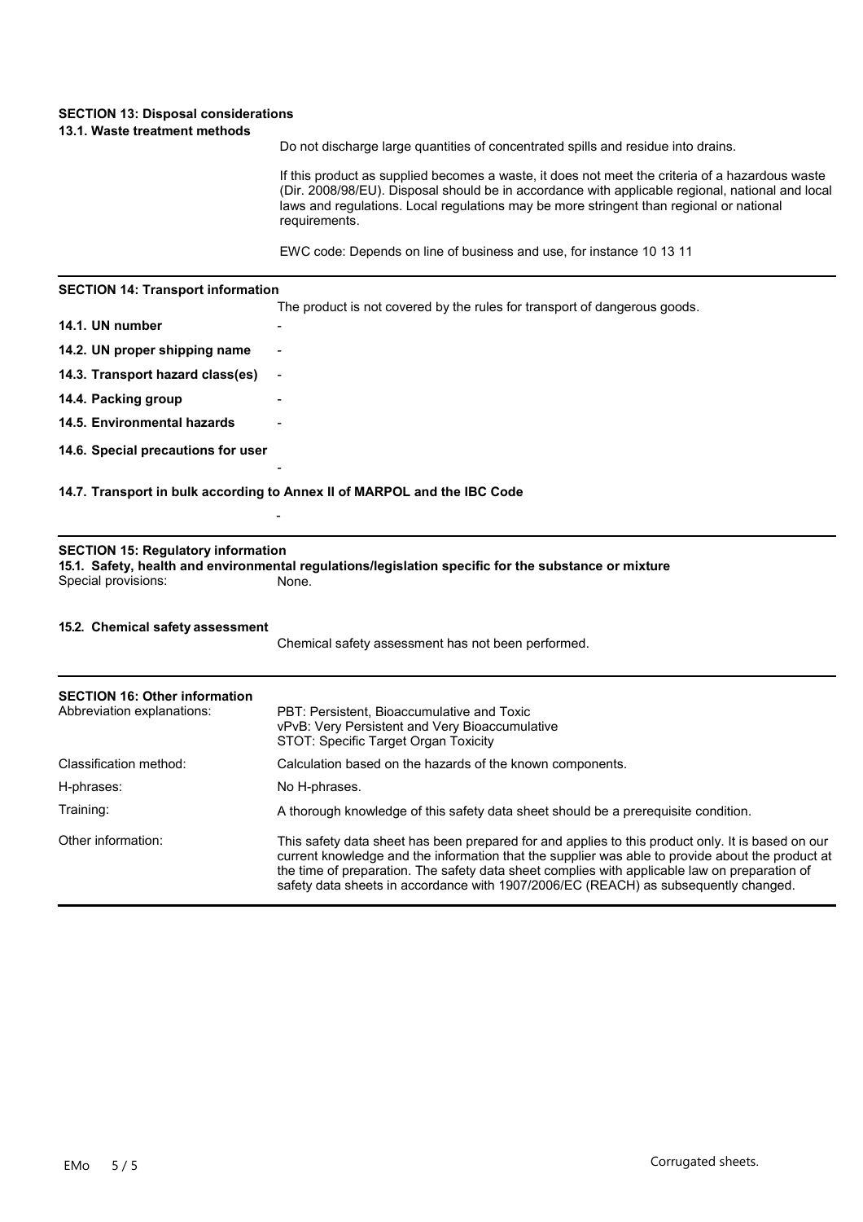## SECTION 13: Disposal considerations

### 13.1. Waste treatment methods

Do not discharge large quantities of concentrated spills and residue into drains.

If this product as supplied becomes a waste, it does not meet the criteria of a hazardous waste (Dir. 2008/98/EU). Disposal should be in accordance with applicable regional, national and local laws and regulations. Local regulations may be more stringent than regional or national requirements.

EWC code: Depends on line of business and use, for instance 10 13 11

## SECTION 14: Transport information

The product is not covered by the rules for transport of dangerous goods.

**14.1. UN number** -

**14.2. UN proper shipping name** -

**14.3. Transport hazard class(es)** -

**14.4. Packing group** -

**14.5. Environmental hazards** -

**14.6. Special precautions for user** -

**14.7. Transport in bulk according to Annex II of MARPOL and the IBC Code** -

## SECTION 15: Regulatory information

### 15.1. Safety, health and environmental regulations/legislation specific for the substance or mixture

Special provisions: None.

### 15.2. Chemical safety assessment

Chemical safety assessment has not been performed.

## SECTION 16: Other information

Abbreviation explanations:
PBT: Persistent, Bioaccumulative and Toxic
vPvB: Very Persistent and Very Bioaccumulative
STOT: Specific Target Organ Toxicity

Classification method: Calculation based on the hazards of the known components.

H-phrases: No H-phrases.

Training: A thorough knowledge of this safety data sheet should be a prerequisite condition.

Other information: This safety data sheet has been prepared for and applies to this product only. It is based on our current knowledge and the information that the supplier was able to provide about the product at the time of preparation. The safety data sheet complies with applicable law on preparation of safety data sheets in accordance with 1907/2006/EC (REACH) as subsequently changed.